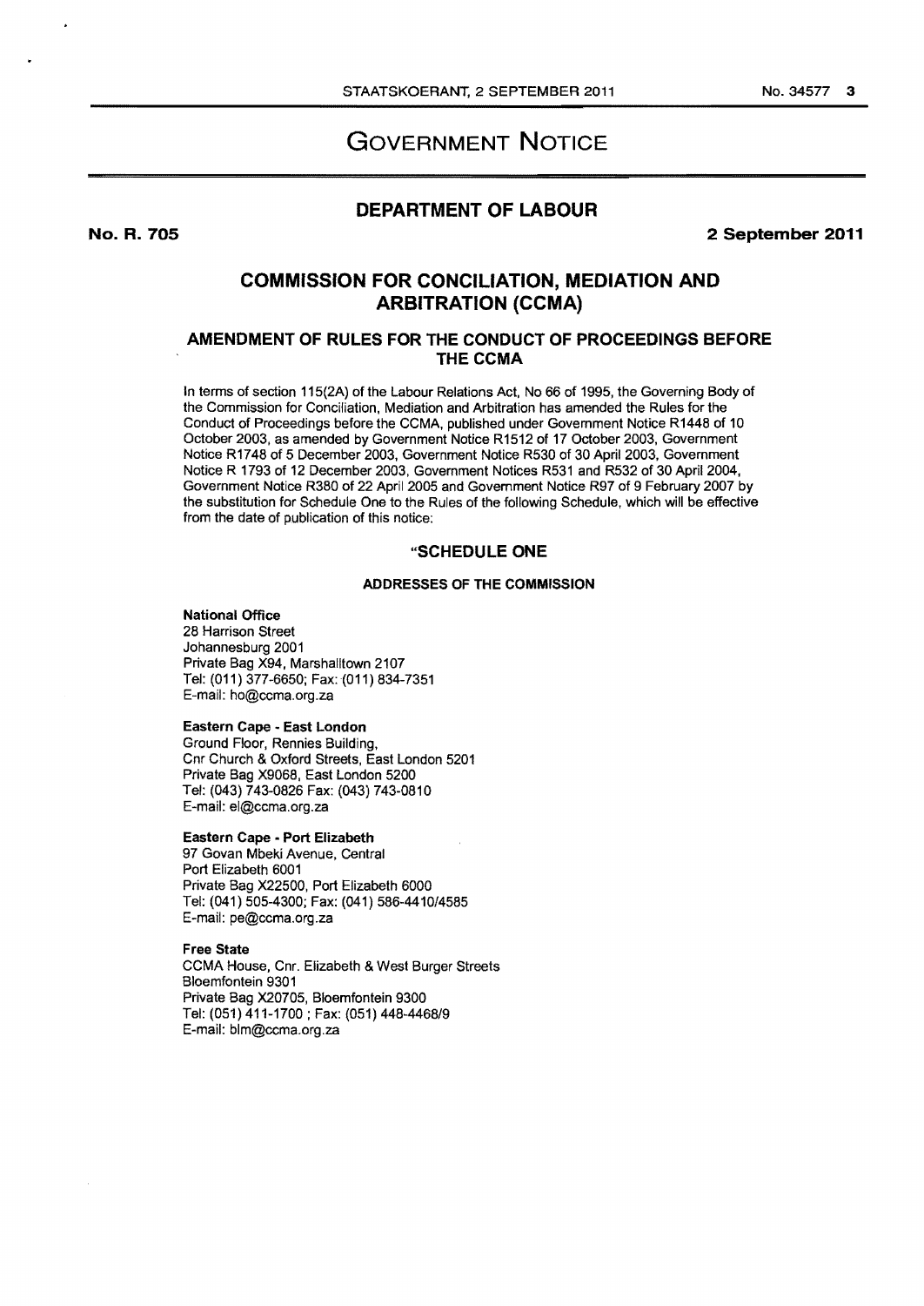# GOVERNMENT NOTICE

## DEPARTMENT OF LABOUR

**No. R. 705** **2 September 2011**

## COMMISSION FOR CONCILIATION, MEDIATION AND ARBITRATION (CCMA)

### AMENDMENT OF RULES FOR THE CONDUCT OF PROCEEDINGS BEFORE THE CCMA

In terms of section 115(2A) of the Labour Relations Act, No 66 of 1995, the Governing Body of the Commission for Conciliation, Mediation and Arbitration has amended the Rules for the Conduct of Proceedings before the CCMA, published under Government Notice R1448 of 10 October 2003, as amended by Government Notice R1512 of 17 October 2003, Government Notice R1748 of 5 December 2003, Government Notice R530 of 30 April 2003, Government Notice R 1793 of 12 December 2003, Government Notices R531 and R532 of 30 April 2004, Government Notice R380 of 22 April 2005 and Government Notice R97 of 9 February 2007 by the substitution for Schedule One to the Rules of the following Schedule, which will be effective from the date of publication of this notice:

### "SCHEDULE ONE

#### ADDRESSES OF THE COMMISSION

**National Office**
28 Harrison Street
Johannesburg 2001
Private Bag X94, Marshalltown 2107
Tel: (011) 377-6650; Fax: (011) 834-7351
E-mail: ho@ccma.org.za

**Eastern Cape - East London**
Ground Floor, Rennies Building,
Cnr Church & Oxford Streets, East London 5201
Private Bag X9068, East London 5200
Tel: (043) 743-0826 Fax: (043) 743-0810
E-mail: el@ccma.org.za

**Eastern Cape - Port Elizabeth**
97 Govan Mbeki Avenue, Central
Port Elizabeth 6001
Private Bag X22500, Port Elizabeth 6000
Tel: (041) 505-4300; Fax: (041) 586-4410/4585
E-mail: pe@ccma.org.za

**Free State**
CCMA House, Cnr. Elizabeth & West Burger Streets
Bloemfontein 9301
Private Bag X20705, Bloemfontein 9300
Tel: (051) 411-1700 ; Fax: (051) 448-4468/9
E-mail: blm@ccma.org.za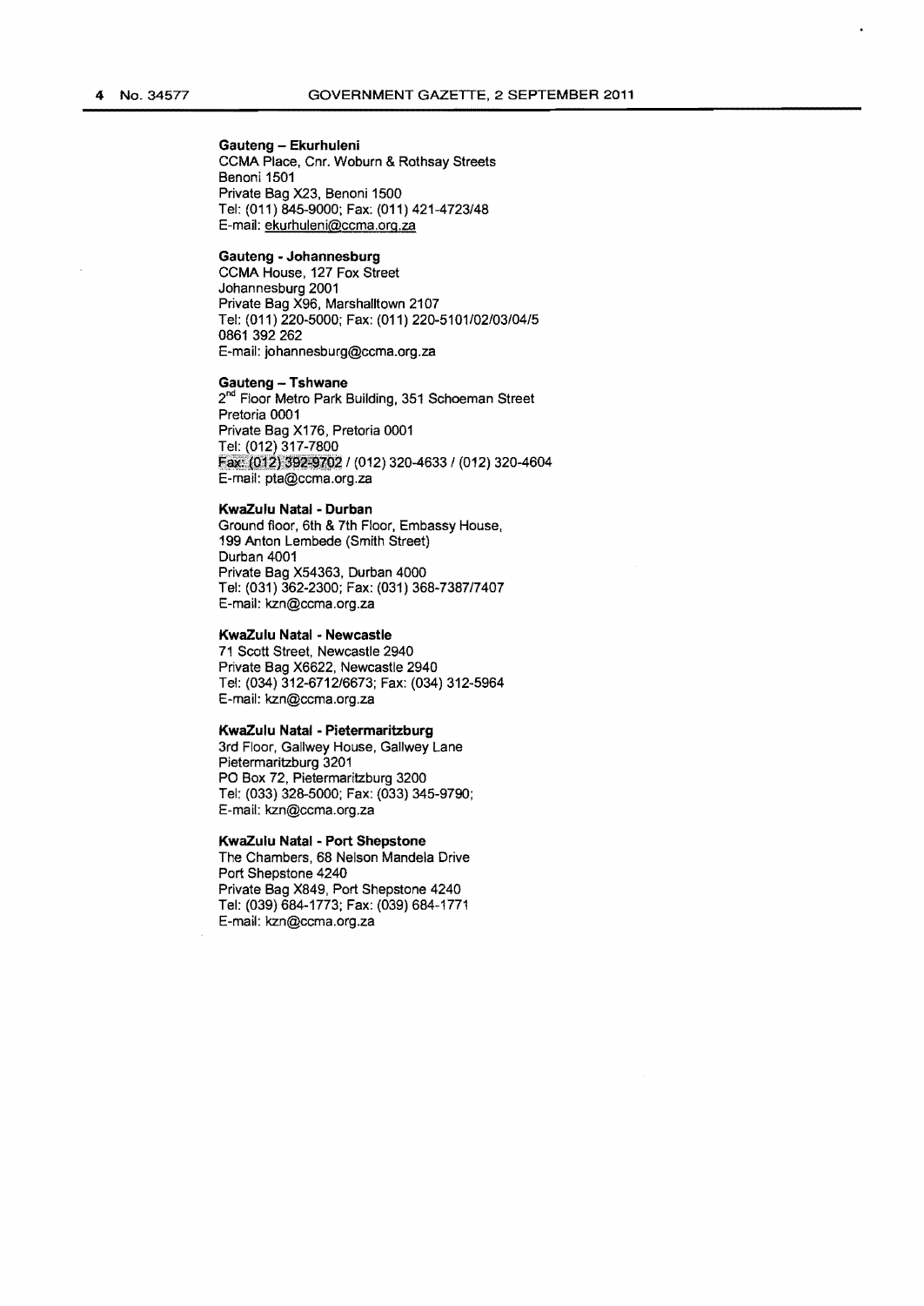**Gauteng – Ekurhuleni**
CCMA Place, Cnr. Woburn & Rothsay Streets
Benoni 1501
Private Bag X23, Benoni 1500
Tel: (011) 845-9000; Fax: (011) 421-4723/48
E-mail: ekurhuleni@ccma.org.za

**Gauteng - Johannesburg**
CCMA House, 127 Fox Street
Johannesburg 2001
Private Bag X96, Marshalltown 2107
Tel: (011) 220-5000; Fax: (011) 220-5101/02/03/04/5
0861 392 262
E-mail: johannesburg@ccma.org.za

**Gauteng – Tshwane**
2nd Floor Metro Park Building, 351 Schoeman Street
Pretoria 0001
Private Bag X176, Pretoria 0001
Tel: (012) 317-7800
Fax: (012) 392-9702 / (012) 320-4633 / (012) 320-4604
E-mail: pta@ccma.org.za

**KwaZulu Natal - Durban**
Ground floor, 6th & 7th Floor, Embassy House,
199 Anton Lembede (Smith Street)
Durban 4001
Private Bag X54363, Durban 4000
Tel: (031) 362-2300; Fax: (031) 368-7387/7407
E-mail: kzn@ccma.org.za

**KwaZulu Natal - Newcastle**
71 Scott Street, Newcastle 2940
Private Bag X6622, Newcastle 2940
Tel: (034) 312-6712/6673; Fax: (034) 312-5964
E-mail: kzn@ccma.org.za

**KwaZulu Natal - Pietermaritzburg**
3rd Floor, Gallwey House, Gallwey Lane
Pietermaritzburg 3201
PO Box 72, Pietermaritzburg 3200
Tel: (033) 328-5000; Fax: (033) 345-9790;
E-mail: kzn@ccma.org.za

**KwaZulu Natal - Port Shepstone**
The Chambers, 68 Nelson Mandela Drive
Port Shepstone 4240
Private Bag X849, Port Shepstone 4240
Tel: (039) 684-1773; Fax: (039) 684-1771
E-mail: kzn@ccma.org.za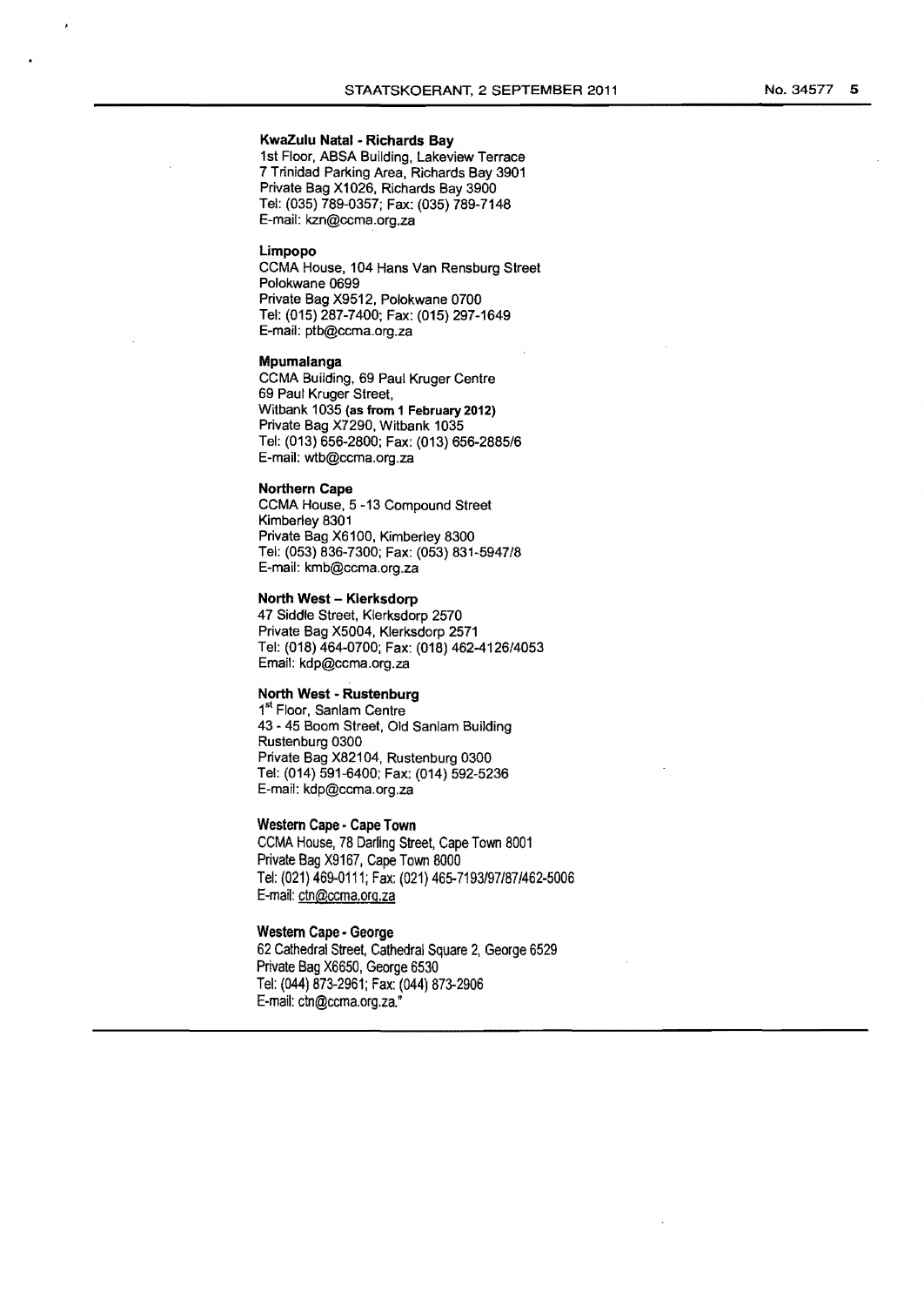**KwaZulu Natal - Richards Bay**
1st Floor, ABSA Building, Lakeview Terrace
7 Trinidad Parking Area, Richards Bay 3901
Private Bag X1026, Richards Bay 3900
Tel: (035) 789-0357; Fax: (035) 789-7148
E-mail: kzn@ccma.org.za

**Limpopo**
CCMA House, 104 Hans Van Rensburg Street
Polokwane 0699
Private Bag X9512, Polokwane 0700
Tel: (015) 287-7400; Fax: (015) 297-1649
E-mail: ptb@ccma.org.za

**Mpumalanga**
CCMA Building, 69 Paul Kruger Centre
69 Paul Kruger Street,
Witbank 1035 **(as from 1 February 2012)**
Private Bag X7290, Witbank 1035
Tel: (013) 656-2800; Fax: (013) 656-2885/6
E-mail: wtb@ccma.org.za

**Northern Cape**
CCMA House, 5 -13 Compound Street
Kimberley 8301
Private Bag X6100, Kimberley 8300
Tel: (053) 836-7300; Fax: (053) 831-5947/8
E-mail: kmb@ccma.org.za

**North West – Klerksdorp**
47 Siddle Street, Klerksdorp 2570
Private Bag X5004, Klerksdorp 2571
Tel: (018) 464-0700; Fax: (018) 462-4126/4053
Email: kdp@ccma.org.za

**North West - Rustenburg**
1st Floor, Sanlam Centre
43 - 45 Boom Street, Old Sanlam Building
Rustenburg 0300
Private Bag X82104, Rustenburg 0300
Tel: (014) 591-6400; Fax: (014) 592-5236
E-mail: kdp@ccma.org.za

**Western Cape - Cape Town**
CCMA House, 78 Darling Street, Cape Town 8001
Private Bag X9167, Cape Town 8000
Tel: (021) 469-0111; Fax: (021) 465-7193/97/87/462-5006
E-mail: ctn@ccma.org.za

**Western Cape - George**
62 Cathedral Street, Cathedral Square 2, George 6529
Private Bag X6650, George 6530
Tel: (044) 873-2961; Fax: (044) 873-2906
E-mail: ctn@ccma.org.za."